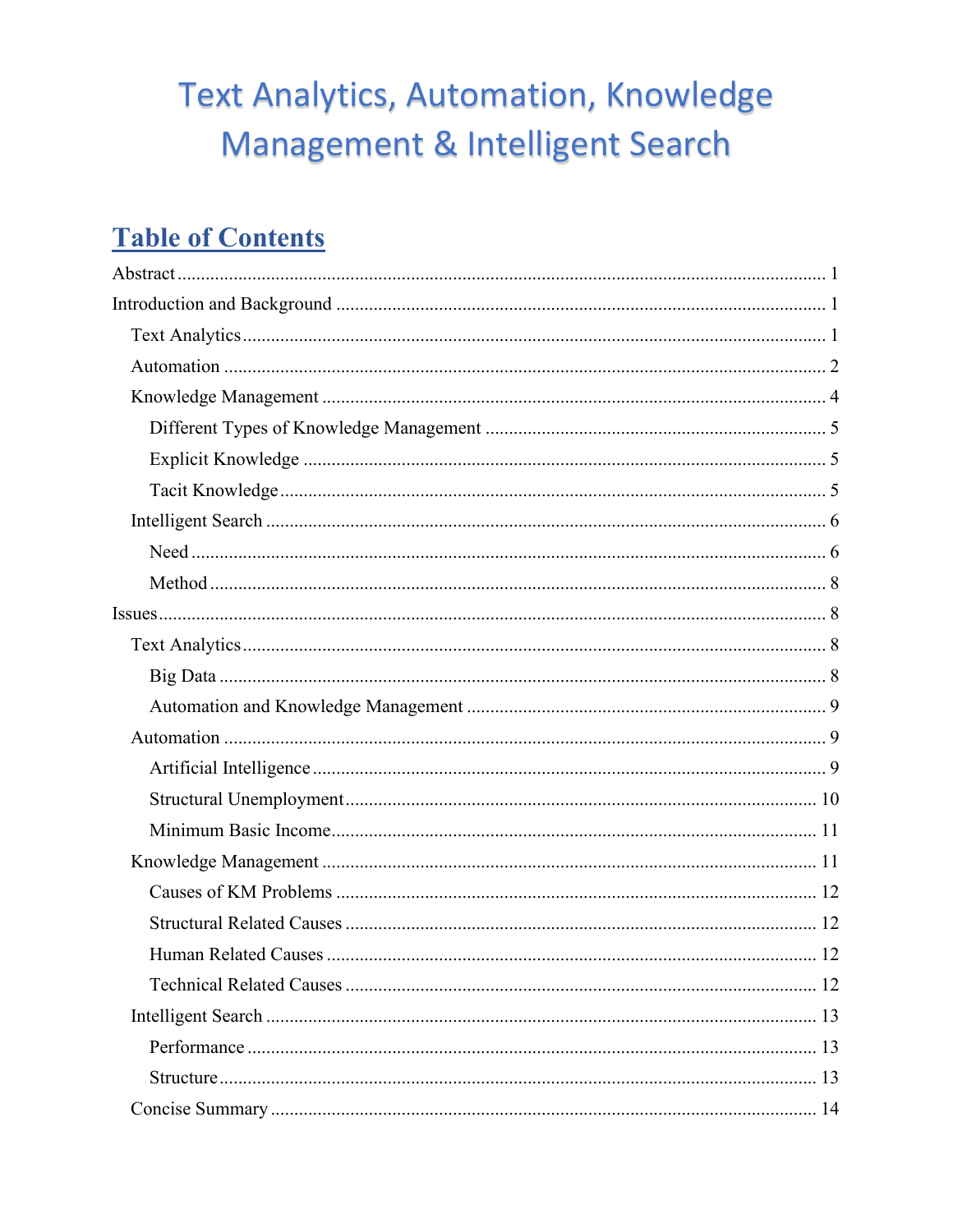# Text Analytics, Automation, Knowledge Management & Intelligent Search

## Table of Contents

Abstract ........................................................................................................ 1

Introduction and Background ........................................................................ 1

- Text Analytics ........................................................................................... 1
- Automation ................................................................................................ 2
- Knowledge Management ........................................................................... 4
  - Different Types of Knowledge Management ........................................ 5
  - Explicit Knowledge .............................................................................. 5
  - Tacit Knowledge ................................................................................... 5
- Intelligent Search ...................................................................................... 6
  - Need ...................................................................................................... 6
  - Method .................................................................................................. 8

Issues ............................................................................................................ 8

- Text Analytics ........................................................................................... 8
  - Big Data ................................................................................................ 8
  - Automation and Knowledge Management ............................................ 9
- Automation ................................................................................................ 9
  - Artificial Intelligence ............................................................................ 9
  - Structural Unemployment ................................................................... 10
  - Minimum Basic Income ...................................................................... 11
- Knowledge Management ......................................................................... 11
  - Causes of KM Problems ...................................................................... 12
  - Structural Related Causes ................................................................... 12
  - Human Related Causes ....................................................................... 12
  - Technical Related Causes .................................................................... 12
- Intelligent Search .................................................................................... 13
  - Performance ........................................................................................ 13
  - Structure .............................................................................................. 13
- Concise Summary .................................................................................... 14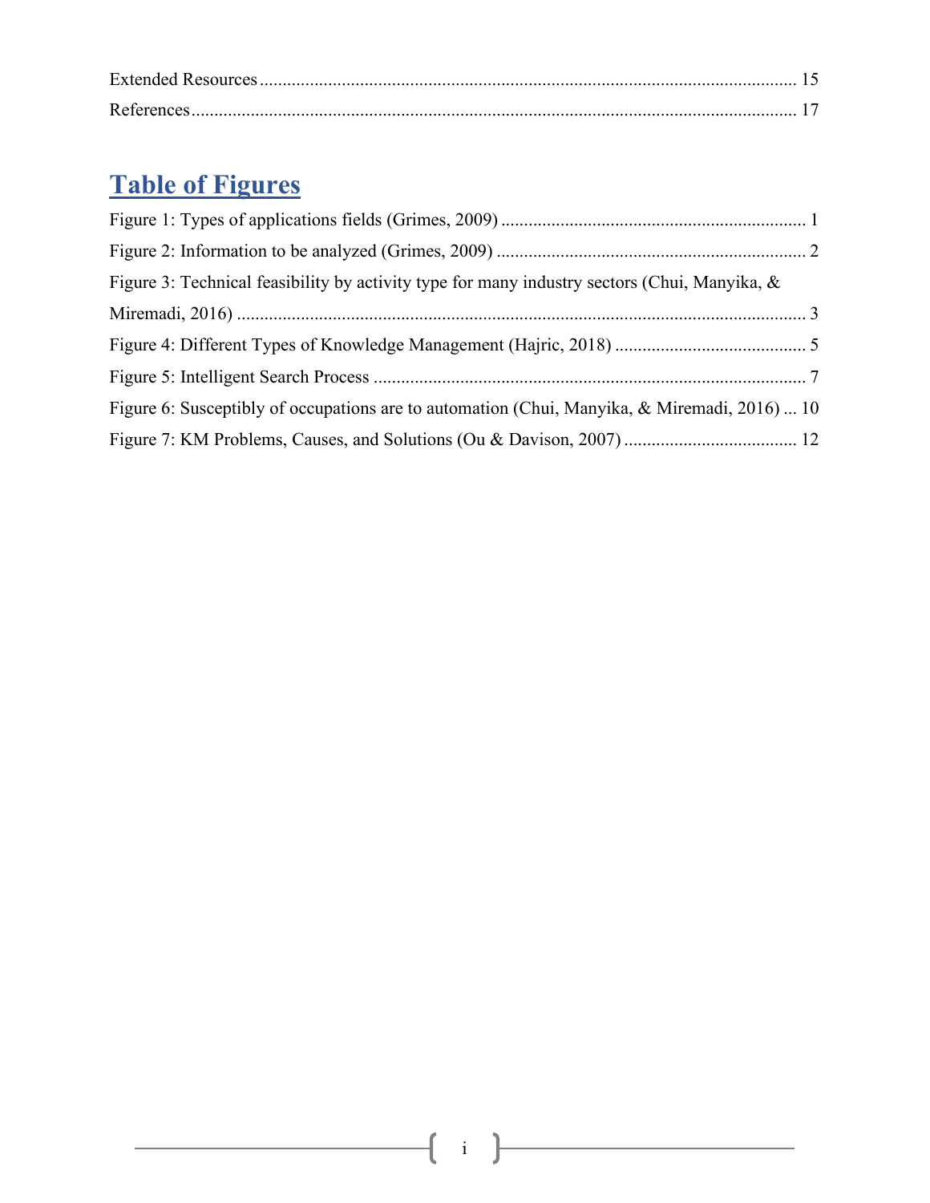Extended Resources ..................................................................................................................... 15

References .................................................................................................................................. 17

# Table of Figures

Figure 1: Types of applications fields (Grimes, 2009) ................................................................... 1

Figure 2: Information to be analyzed (Grimes, 2009) .................................................................... 2

Figure 3: Technical feasibility by activity type for many industry sectors (Chui, Manyika, & Miremadi, 2016) ........................................................................................................................... 3

Figure 4: Different Types of Knowledge Management (Hajric, 2018) .......................................... 5

Figure 5: Intelligent Search Process ............................................................................................... 7

Figure 6: Susceptibly of occupations are to automation (Chui, Manyika, & Miremadi, 2016) ... 10

Figure 7: KM Problems, Causes, and Solutions (Ou & Davison, 2007) ...................................... 12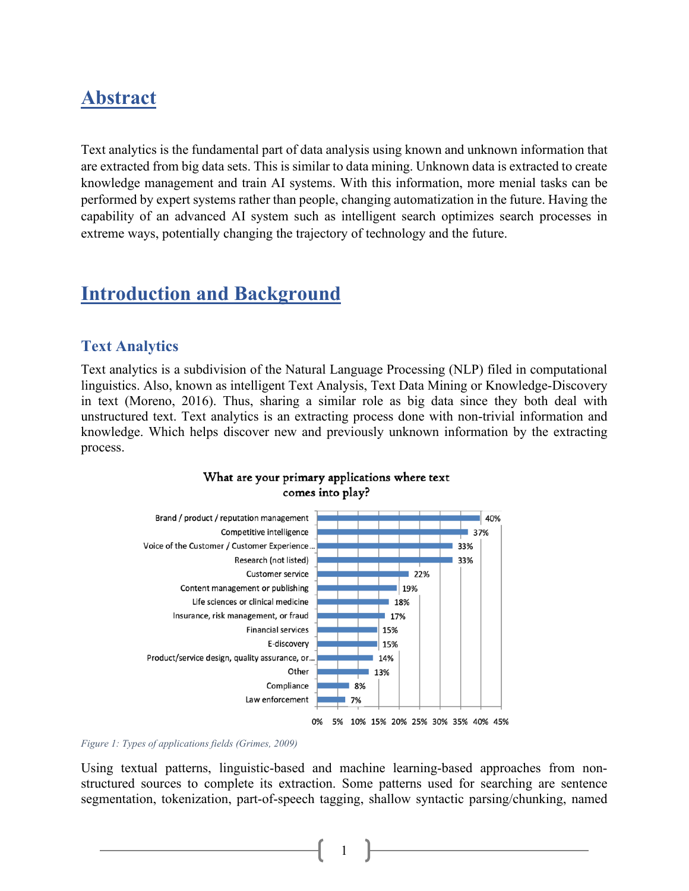# Abstract

Text analytics is the fundamental part of data analysis using known and unknown information that are extracted from big data sets. This is similar to data mining. Unknown data is extracted to create knowledge management and train AI systems. With this information, more menial tasks can be performed by expert systems rather than people, changing automatization in the future. Having the capability of an advanced AI system such as intelligent search optimizes search processes in extreme ways, potentially changing the trajectory of technology and the future.

# Introduction and Background

## Text Analytics

Text analytics is a subdivision of the Natural Language Processing (NLP) filed in computational linguistics. Also, known as intelligent Text Analysis, Text Data Mining or Knowledge-Discovery in text (Moreno, 2016). Thus, sharing a similar role as big data since they both deal with unstructured text. Text analytics is an extracting process done with non-trivial information and knowledge. Which helps discover new and previously unknown information by the extracting process.

**What are your primary applications where text comes into play?**

| Application | % |
|---|---|
| Brand / product / reputation management | 40% |
| Competitive intelligence | 37% |
| Voice of the Customer / Customer Experience... | 33% |
| Research (not listed) | 33% |
| Customer service | 22% |
| Content management or publishing | 19% |
| Life sciences or clinical medicine | 18% |
| Insurance, risk management, or fraud | 17% |
| Financial services | 15% |
| E-discovery | 15% |
| Product/service design, quality assurance, or... | 14% |
| Other | 13% |
| Compliance | 8% |
| Law enforcement | 7% |

*Figure 1: Types of applications fields (Grimes, 2009)*

Using textual patterns, linguistic-based and machine learning-based approaches from non-structured sources to complete its extraction. Some patterns used for searching are sentence segmentation, tokenization, part-of-speech tagging, shallow syntactic parsing/chunking, named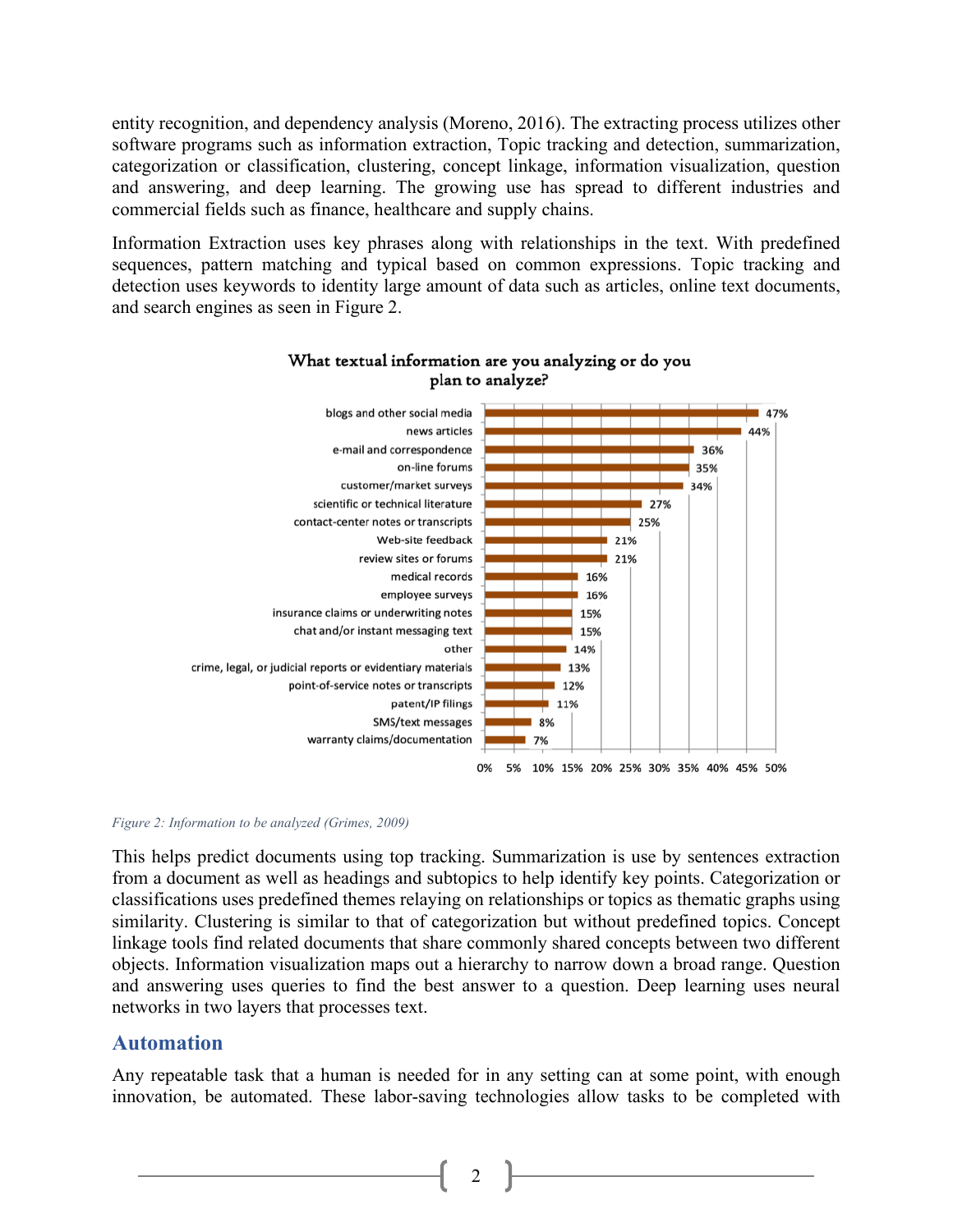entity recognition, and dependency analysis (Moreno, 2016). The extracting process utilizes other software programs such as information extraction, Topic tracking and detection, summarization, categorization or classification, clustering, concept linkage, information visualization, question and answering, and deep learning. The growing use has spread to different industries and commercial fields such as finance, healthcare and supply chains.

Information Extraction uses key phrases along with relationships in the text. With predefined sequences, pattern matching and typical based on common expressions. Topic tracking and detection uses keywords to identity large amount of data such as articles, online text documents, and search engines as seen in Figure 2.

**What textual information are you analyzing or do you plan to analyze?**

| Source | Percentage |
|---|---|
| blogs and other social media | 47% |
| news articles | 44% |
| e-mail and correspondence | 36% |
| on-line forums | 35% |
| customer/market surveys | 34% |
| scientific or technical literature | 27% |
| contact-center notes or transcripts | 25% |
| Web-site feedback | 21% |
| review sites or forums | 21% |
| medical records | 16% |
| employee surveys | 16% |
| insurance claims or underwriting notes | 15% |
| chat and/or instant messaging text | 15% |
| other | 14% |
| crime, legal, or judicial reports or evidentiary materials | 13% |
| point-of-service notes or transcripts | 12% |
| patent/IP filings | 11% |
| SMS/text messages | 8% |
| warranty claims/documentation | 7% |

*Figure 2: Information to be analyzed (Grimes, 2009)*

This helps predict documents using top tracking. Summarization is use by sentences extraction from a document as well as headings and subtopics to help identify key points. Categorization or classifications uses predefined themes relaying on relationships or topics as thematic graphs using similarity. Clustering is similar to that of categorization but without predefined topics. Concept linkage tools find related documents that share commonly shared concepts between two different objects. Information visualization maps out a hierarchy to narrow down a broad range. Question and answering uses queries to find the best answer to a question. Deep learning uses neural networks in two layers that processes text.

## Automation

Any repeatable task that a human is needed for in any setting can at some point, with enough innovation, be automated. These labor-saving technologies allow tasks to be completed with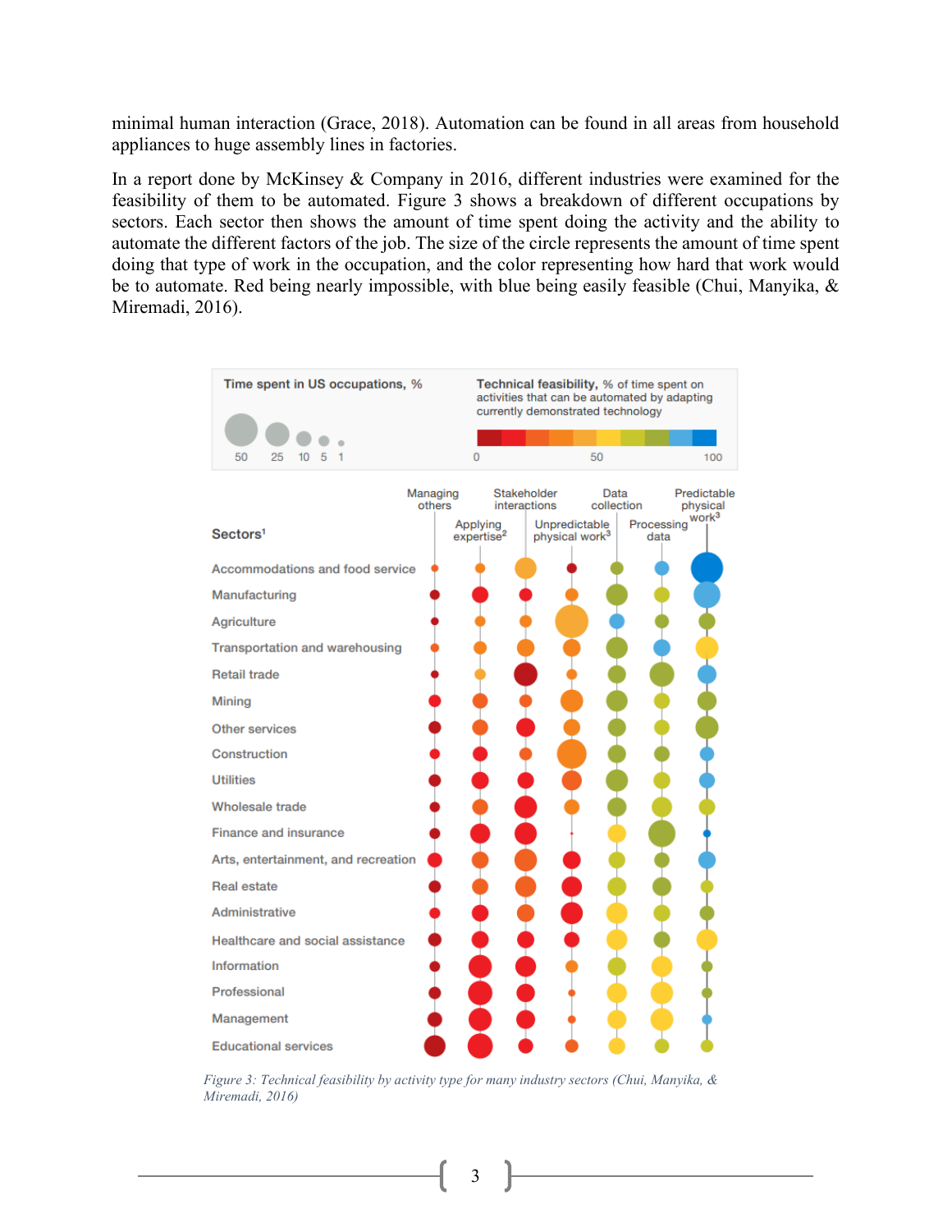minimal human interaction (Grace, 2018). Automation can be found in all areas from household appliances to huge assembly lines in factories.

In a report done by McKinsey & Company in 2016, different industries were examined for the feasibility of them to be automated. Figure 3 shows a breakdown of different occupations by sectors. Each sector then shows the amount of time spent doing the activity and the ability to automate the different factors of the job. The size of the circle represents the amount of time spent doing that type of work in the occupation, and the color representing how hard that work would be to automate. Red being nearly impossible, with blue being easily feasible (Chui, Manyika, & Miremadi, 2016).

*Figure 3: Technical feasibility by activity type for many industry sectors (Chui, Manyika, & Miremadi, 2016)*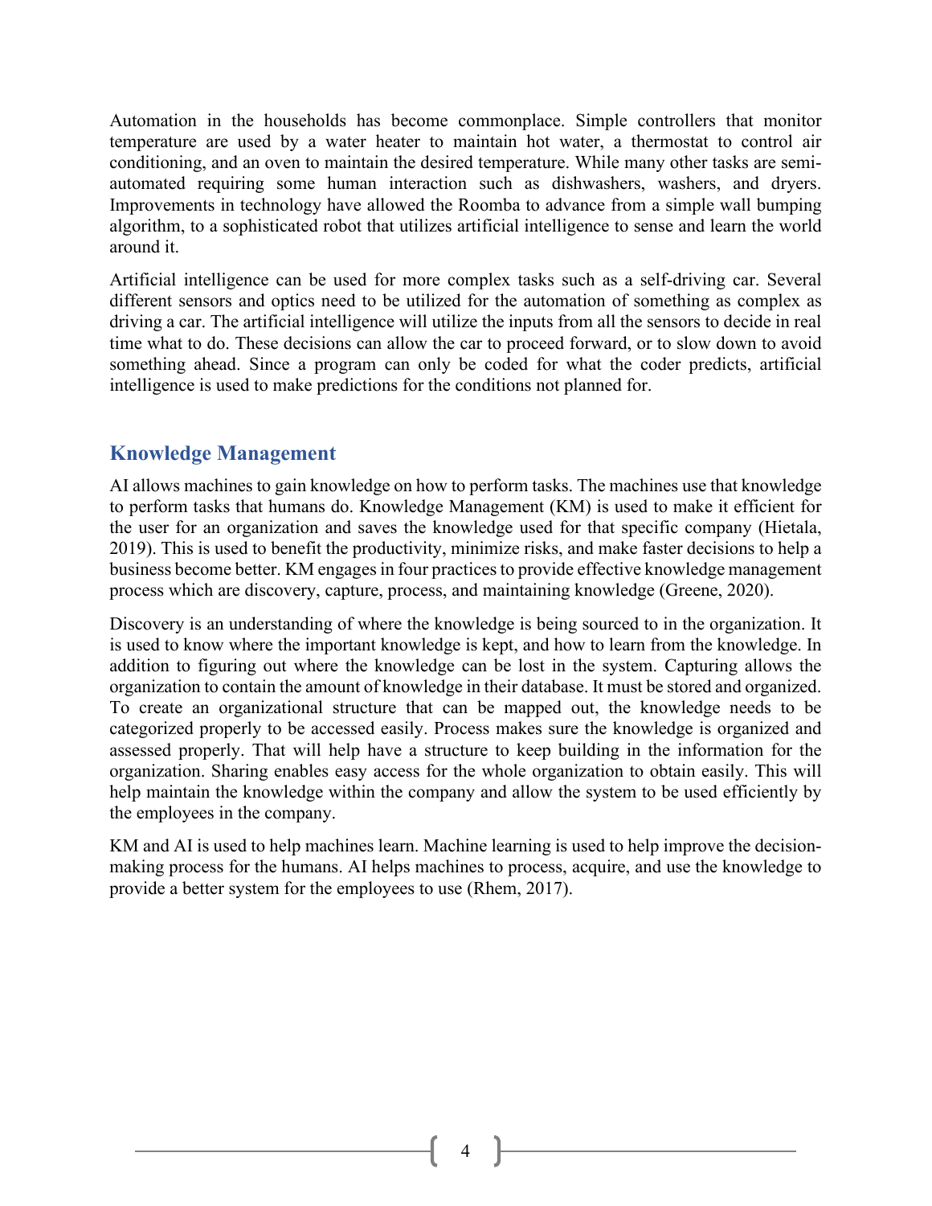Automation in the households has become commonplace. Simple controllers that monitor temperature are used by a water heater to maintain hot water, a thermostat to control air conditioning, and an oven to maintain the desired temperature. While many other tasks are semi-automated requiring some human interaction such as dishwashers, washers, and dryers. Improvements in technology have allowed the Roomba to advance from a simple wall bumping algorithm, to a sophisticated robot that utilizes artificial intelligence to sense and learn the world around it.

Artificial intelligence can be used for more complex tasks such as a self-driving car. Several different sensors and optics need to be utilized for the automation of something as complex as driving a car. The artificial intelligence will utilize the inputs from all the sensors to decide in real time what to do. These decisions can allow the car to proceed forward, or to slow down to avoid something ahead. Since a program can only be coded for what the coder predicts, artificial intelligence is used to make predictions for the conditions not planned for.

## Knowledge Management

AI allows machines to gain knowledge on how to perform tasks. The machines use that knowledge to perform tasks that humans do. Knowledge Management (KM) is used to make it efficient for the user for an organization and saves the knowledge used for that specific company (Hietala, 2019). This is used to benefit the productivity, minimize risks, and make faster decisions to help a business become better. KM engages in four practices to provide effective knowledge management process which are discovery, capture, process, and maintaining knowledge (Greene, 2020).

Discovery is an understanding of where the knowledge is being sourced to in the organization. It is used to know where the important knowledge is kept, and how to learn from the knowledge. In addition to figuring out where the knowledge can be lost in the system. Capturing allows the organization to contain the amount of knowledge in their database. It must be stored and organized. To create an organizational structure that can be mapped out, the knowledge needs to be categorized properly to be accessed easily. Process makes sure the knowledge is organized and assessed properly. That will help have a structure to keep building in the information for the organization. Sharing enables easy access for the whole organization to obtain easily. This will help maintain the knowledge within the company and allow the system to be used efficiently by the employees in the company.

KM and AI is used to help machines learn. Machine learning is used to help improve the decision-making process for the humans. AI helps machines to process, acquire, and use the knowledge to provide a better system for the employees to use (Rhem, 2017).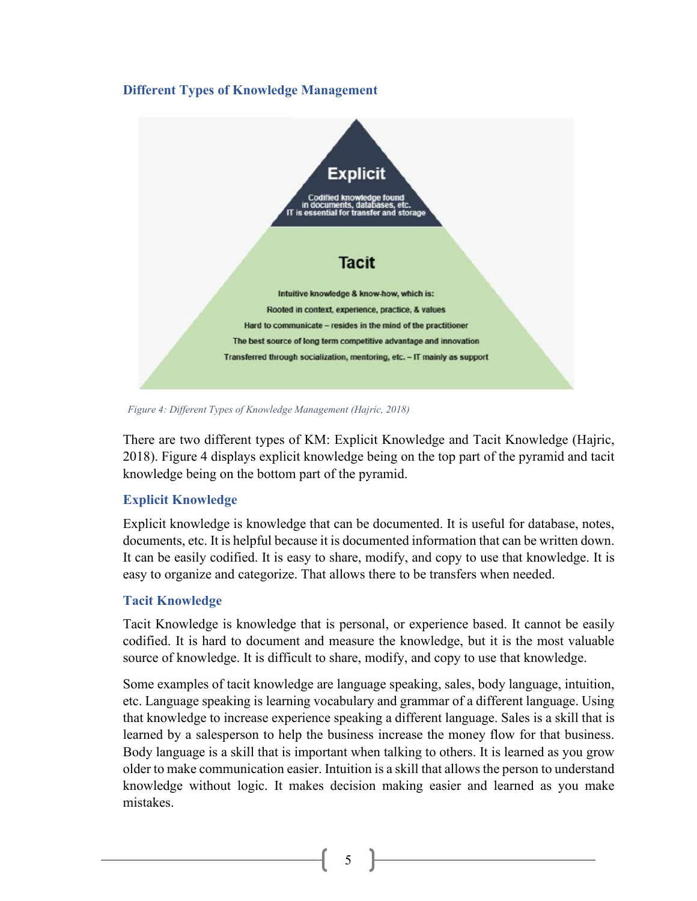### Different Types of Knowledge Management

Explicit

Codified knowledge found in documents, databases, etc.
IT is essential for transfer and storage

Tacit

Intuitive knowledge & know-how, which is:
Rooted in context, experience, practice, & values
Hard to communicate – resides in the mind of the practitioner
The best source of long term competitive advantage and innovation
Transferred through socialization, mentoring, etc. – IT mainly as support

*Figure 4: Different Types of Knowledge Management (Hajric, 2018)*

There are two different types of KM: Explicit Knowledge and Tacit Knowledge (Hajric, 2018). Figure 4 displays explicit knowledge being on the top part of the pyramid and tacit knowledge being on the bottom part of the pyramid.

### Explicit Knowledge

Explicit knowledge is knowledge that can be documented. It is useful for database, notes, documents, etc. It is helpful because it is documented information that can be written down. It can be easily codified. It is easy to share, modify, and copy to use that knowledge. It is easy to organize and categorize. That allows there to be transfers when needed.

### Tacit Knowledge

Tacit Knowledge is knowledge that is personal, or experience based. It cannot be easily codified. It is hard to document and measure the knowledge, but it is the most valuable source of knowledge. It is difficult to share, modify, and copy to use that knowledge.

Some examples of tacit knowledge are language speaking, sales, body language, intuition, etc. Language speaking is learning vocabulary and grammar of a different language. Using that knowledge to increase experience speaking a different language. Sales is a skill that is learned by a salesperson to help the business increase the money flow for that business. Body language is a skill that is important when talking to others. It is learned as you grow older to make communication easier. Intuition is a skill that allows the person to understand knowledge without logic. It makes decision making easier and learned as you make mistakes.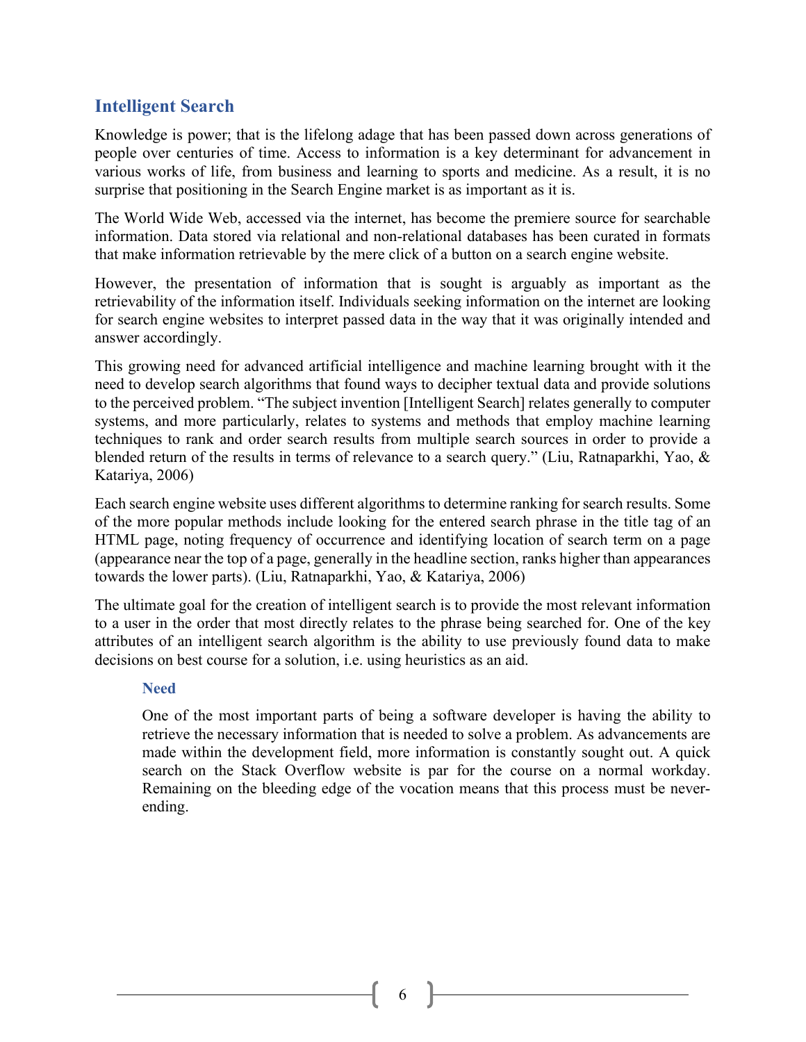## Intelligent Search

Knowledge is power; that is the lifelong adage that has been passed down across generations of people over centuries of time. Access to information is a key determinant for advancement in various works of life, from business and learning to sports and medicine. As a result, it is no surprise that positioning in the Search Engine market is as important as it is.

The World Wide Web, accessed via the internet, has become the premiere source for searchable information. Data stored via relational and non-relational databases has been curated in formats that make information retrievable by the mere click of a button on a search engine website.

However, the presentation of information that is sought is arguably as important as the retrievability of the information itself. Individuals seeking information on the internet are looking for search engine websites to interpret passed data in the way that it was originally intended and answer accordingly.

This growing need for advanced artificial intelligence and machine learning brought with it the need to develop search algorithms that found ways to decipher textual data and provide solutions to the perceived problem. "The subject invention [Intelligent Search] relates generally to computer systems, and more particularly, relates to systems and methods that employ machine learning techniques to rank and order search results from multiple search sources in order to provide a blended return of the results in terms of relevance to a search query." (Liu, Ratnaparkhi, Yao, & Katariya, 2006)

Each search engine website uses different algorithms to determine ranking for search results. Some of the more popular methods include looking for the entered search phrase in the title tag of an HTML page, noting frequency of occurrence and identifying location of search term on a page (appearance near the top of a page, generally in the headline section, ranks higher than appearances towards the lower parts). (Liu, Ratnaparkhi, Yao, & Katariya, 2006)

The ultimate goal for the creation of intelligent search is to provide the most relevant information to a user in the order that most directly relates to the phrase being searched for. One of the key attributes of an intelligent search algorithm is the ability to use previously found data to make decisions on best course for a solution, i.e. using heuristics as an aid.

### Need

One of the most important parts of being a software developer is having the ability to retrieve the necessary information that is needed to solve a problem. As advancements are made within the development field, more information is constantly sought out. A quick search on the Stack Overflow website is par for the course on a normal workday. Remaining on the bleeding edge of the vocation means that this process must be never-ending.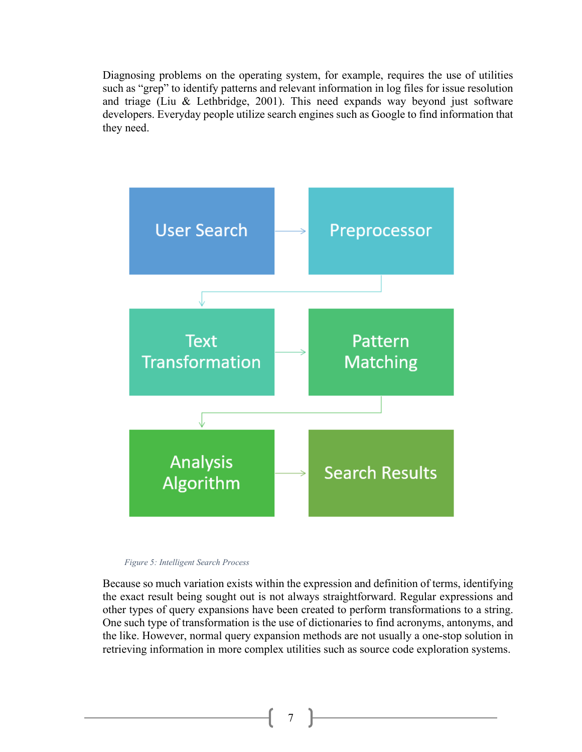Diagnosing problems on the operating system, for example, requires the use of utilities such as "grep" to identify patterns and relevant information in log files for issue resolution and triage (Liu & Lethbridge, 2001). This need expands way beyond just software developers. Everyday people utilize search engines such as Google to find information that they need.

*Figure 5: Intelligent Search Process*

Because so much variation exists within the expression and definition of terms, identifying the exact result being sought out is not always straightforward. Regular expressions and other types of query expansions have been created to perform transformations to a string. One such type of transformation is the use of dictionaries to find acronyms, antonyms, and the like. However, normal query expansion methods are not usually a one-stop solution in retrieving information in more complex utilities such as source code exploration systems.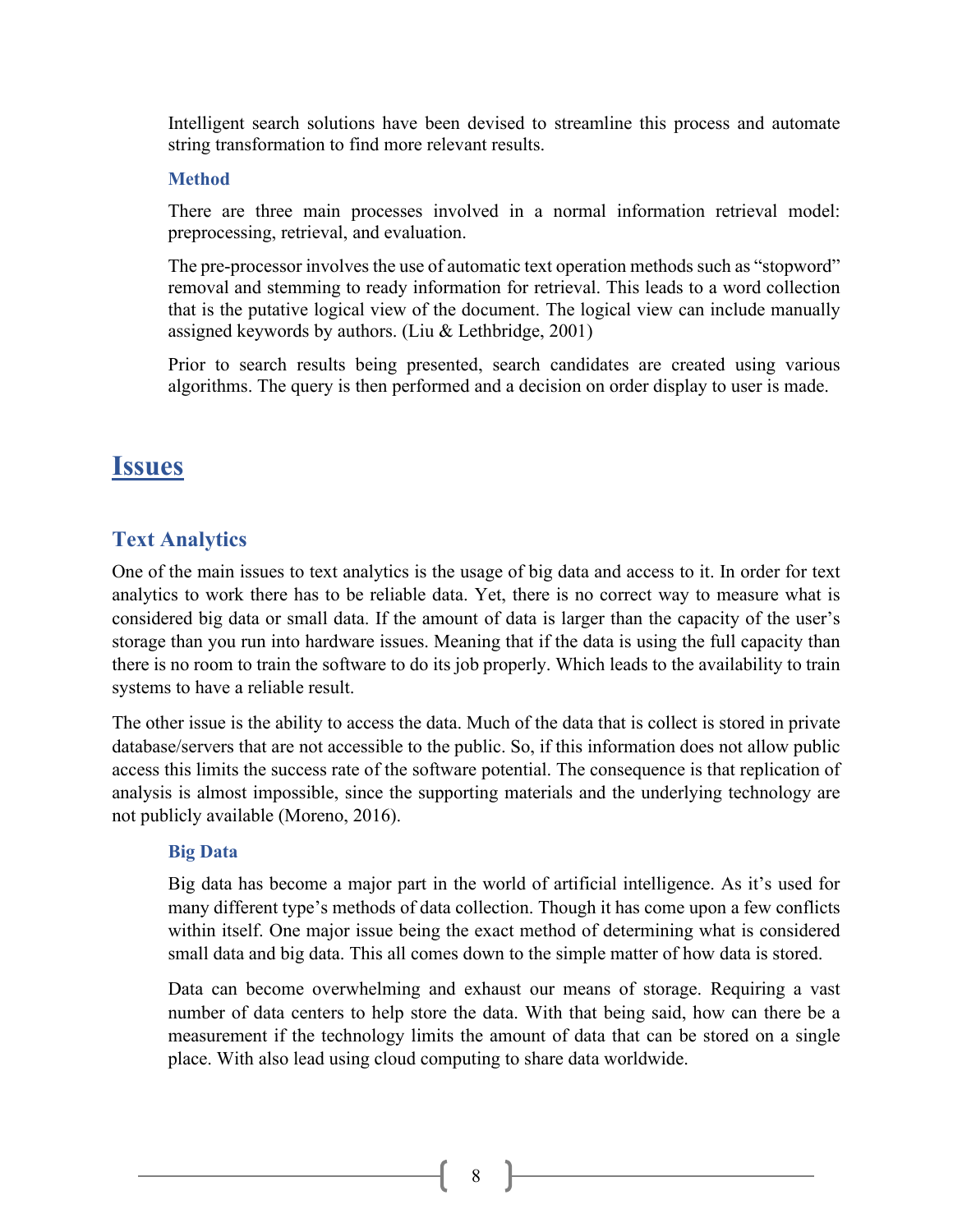Intelligent search solutions have been devised to streamline this process and automate string transformation to find more relevant results.

### Method

There are three main processes involved in a normal information retrieval model: preprocessing, retrieval, and evaluation.

The pre-processor involves the use of automatic text operation methods such as "stopword" removal and stemming to ready information for retrieval. This leads to a word collection that is the putative logical view of the document. The logical view can include manually assigned keywords by authors. (Liu & Lethbridge, 2001)

Prior to search results being presented, search candidates are created using various algorithms. The query is then performed and a decision on order display to user is made.

# Issues

## Text Analytics

One of the main issues to text analytics is the usage of big data and access to it. In order for text analytics to work there has to be reliable data. Yet, there is no correct way to measure what is considered big data or small data. If the amount of data is larger than the capacity of the user's storage than you run into hardware issues. Meaning that if the data is using the full capacity than there is no room to train the software to do its job properly. Which leads to the availability to train systems to have a reliable result.

The other issue is the ability to access the data. Much of the data that is collect is stored in private database/servers that are not accessible to the public. So, if this information does not allow public access this limits the success rate of the software potential. The consequence is that replication of analysis is almost impossible, since the supporting materials and the underlying technology are not publicly available (Moreno, 2016).

### Big Data

Big data has become a major part in the world of artificial intelligence. As it's used for many different type's methods of data collection. Though it has come upon a few conflicts within itself. One major issue being the exact method of determining what is considered small data and big data. This all comes down to the simple matter of how data is stored.

Data can become overwhelming and exhaust our means of storage. Requiring a vast number of data centers to help store the data. With that being said, how can there be a measurement if the technology limits the amount of data that can be stored on a single place. With also lead using cloud computing to share data worldwide.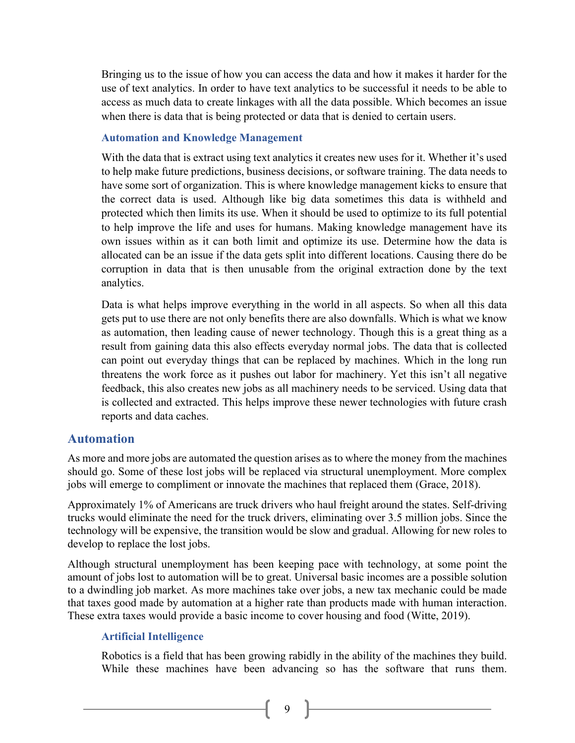Bringing us to the issue of how you can access the data and how it makes it harder for the use of text analytics. In order to have text analytics to be successful it needs to be able to access as much data to create linkages with all the data possible. Which becomes an issue when there is data that is being protected or data that is denied to certain users.

### Automation and Knowledge Management

With the data that is extract using text analytics it creates new uses for it. Whether it's used to help make future predictions, business decisions, or software training. The data needs to have some sort of organization. This is where knowledge management kicks to ensure that the correct data is used. Although like big data sometimes this data is withheld and protected which then limits its use. When it should be used to optimize to its full potential to help improve the life and uses for humans. Making knowledge management have its own issues within as it can both limit and optimize its use. Determine how the data is allocated can be an issue if the data gets split into different locations. Causing there do be corruption in data that is then unusable from the original extraction done by the text analytics.

Data is what helps improve everything in the world in all aspects. So when all this data gets put to use there are not only benefits there are also downfalls. Which is what we know as automation, then leading cause of newer technology. Though this is a great thing as a result from gaining data this also effects everyday normal jobs. The data that is collected can point out everyday things that can be replaced by machines. Which in the long run threatens the work force as it pushes out labor for machinery. Yet this isn't all negative feedback, this also creates new jobs as all machinery needs to be serviced. Using data that is collected and extracted. This helps improve these newer technologies with future crash reports and data caches.

## Automation

As more and more jobs are automated the question arises as to where the money from the machines should go. Some of these lost jobs will be replaced via structural unemployment. More complex jobs will emerge to compliment or innovate the machines that replaced them (Grace, 2018).

Approximately 1% of Americans are truck drivers who haul freight around the states. Self-driving trucks would eliminate the need for the truck drivers, eliminating over 3.5 million jobs. Since the technology will be expensive, the transition would be slow and gradual. Allowing for new roles to develop to replace the lost jobs.

Although structural unemployment has been keeping pace with technology, at some point the amount of jobs lost to automation will be to great. Universal basic incomes are a possible solution to a dwindling job market. As more machines take over jobs, a new tax mechanic could be made that taxes good made by automation at a higher rate than products made with human interaction. These extra taxes would provide a basic income to cover housing and food (Witte, 2019).

### Artificial Intelligence

Robotics is a field that has been growing rabidly in the ability of the machines they build. While these machines have been advancing so has the software that runs them.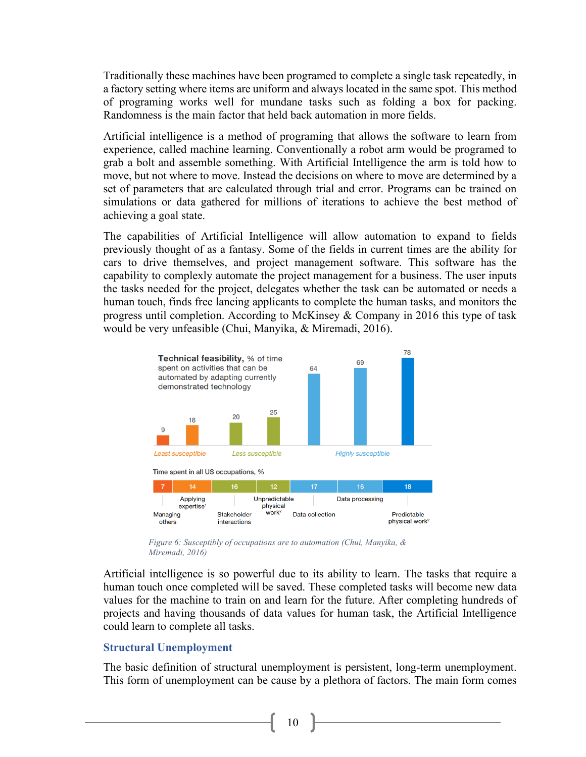Traditionally these machines have been programed to complete a single task repeatedly, in a factory setting where items are uniform and always located in the same spot. This method of programing works well for mundane tasks such as folding a box for packing. Randomness is the main factor that held back automation in more fields.

Artificial intelligence is a method of programing that allows the software to learn from experience, called machine learning. Conventionally a robot arm would be programed to grab a bolt and assemble something. With Artificial Intelligence the arm is told how to move, but not where to move. Instead the decisions on where to move are determined by a set of parameters that are calculated through trial and error. Programs can be trained on simulations or data gathered for millions of iterations to achieve the best method of achieving a goal state.

The capabilities of Artificial Intelligence will allow automation to expand to fields previously thought of as a fantasy. Some of the fields in current times are the ability for cars to drive themselves, and project management software. This software has the capability to complexly automate the project management for a business. The user inputs the tasks needed for the project, delegates whether the task can be automated or needs a human touch, finds free lancing applicants to complete the human tasks, and monitors the progress until completion. According to McKinsey & Company in 2016 this type of task would be very unfeasible (Chui, Manyika, & Miremadi, 2016).

*Figure 6: Susceptibly of occupations are to automation (Chui, Manyika, & Miremadi, 2016)*

Artificial intelligence is so powerful due to its ability to learn. The tasks that require a human touch once completed will be saved. These completed tasks will become new data values for the machine to train on and learn for the future. After completing hundreds of projects and having thousands of data values for human task, the Artificial Intelligence could learn to complete all tasks.

## Structural Unemployment

The basic definition of structural unemployment is persistent, long-term unemployment. This form of unemployment can be cause by a plethora of factors. The main form comes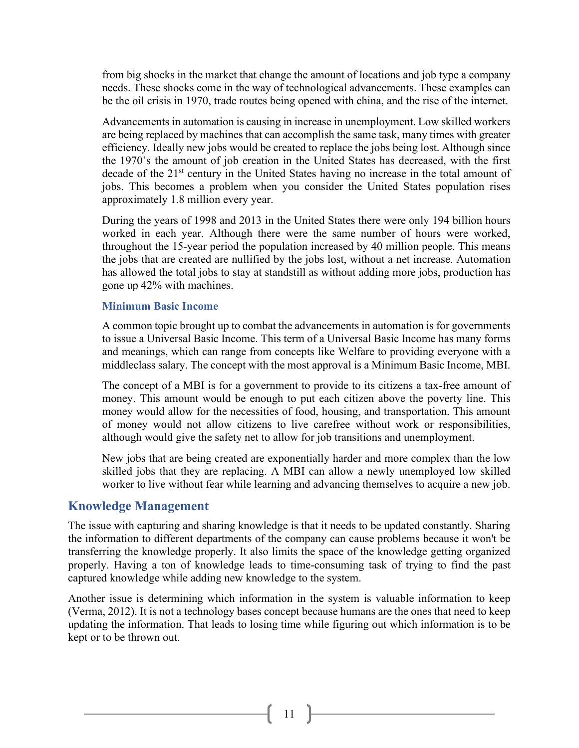from big shocks in the market that change the amount of locations and job type a company needs. These shocks come in the way of technological advancements. These examples can be the oil crisis in 1970, trade routes being opened with china, and the rise of the internet.

Advancements in automation is causing in increase in unemployment. Low skilled workers are being replaced by machines that can accomplish the same task, many times with greater efficiency. Ideally new jobs would be created to replace the jobs being lost. Although since the 1970's the amount of job creation in the United States has decreased, with the first decade of the 21st century in the United States having no increase in the total amount of jobs. This becomes a problem when you consider the United States population rises approximately 1.8 million every year.

During the years of 1998 and 2013 in the United States there were only 194 billion hours worked in each year. Although there were the same number of hours were worked, throughout the 15-year period the population increased by 40 million people. This means the jobs that are created are nullified by the jobs lost, without a net increase. Automation has allowed the total jobs to stay at standstill as without adding more jobs, production has gone up 42% with machines.

### Minimum Basic Income

A common topic brought up to combat the advancements in automation is for governments to issue a Universal Basic Income. This term of a Universal Basic Income has many forms and meanings, which can range from concepts like Welfare to providing everyone with a middleclass salary. The concept with the most approval is a Minimum Basic Income, MBI.

The concept of a MBI is for a government to provide to its citizens a tax-free amount of money. This amount would be enough to put each citizen above the poverty line. This money would allow for the necessities of food, housing, and transportation. This amount of money would not allow citizens to live carefree without work or responsibilities, although would give the safety net to allow for job transitions and unemployment.

New jobs that are being created are exponentially harder and more complex than the low skilled jobs that they are replacing. A MBI can allow a newly unemployed low skilled worker to live without fear while learning and advancing themselves to acquire a new job.

## Knowledge Management

The issue with capturing and sharing knowledge is that it needs to be updated constantly. Sharing the information to different departments of the company can cause problems because it won't be transferring the knowledge properly. It also limits the space of the knowledge getting organized properly. Having a ton of knowledge leads to time-consuming task of trying to find the past captured knowledge while adding new knowledge to the system.

Another issue is determining which information in the system is valuable information to keep (Verma, 2012). It is not a technology bases concept because humans are the ones that need to keep updating the information. That leads to losing time while figuring out which information is to be kept or to be thrown out.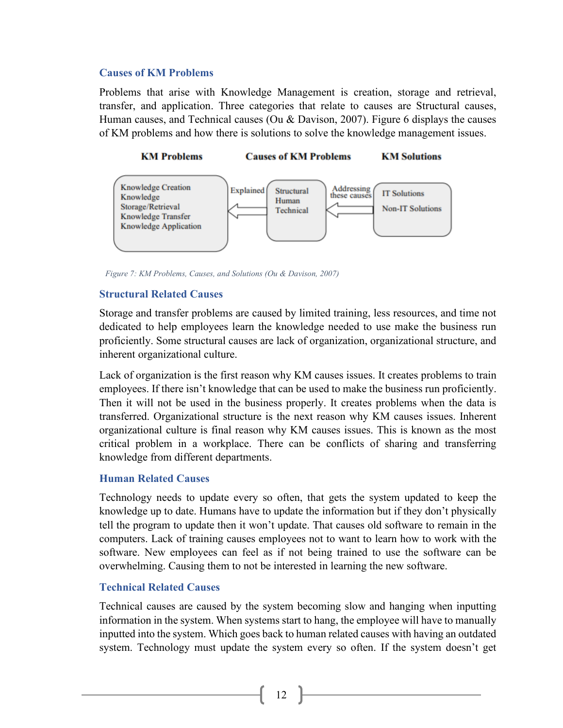### Causes of KM Problems

Problems that arise with Knowledge Management is creation, storage and retrieval, transfer, and application. Three categories that relate to causes are Structural causes, Human causes, and Technical causes (Ou & Davison, 2007). Figure 6 displays the causes of KM problems and how there is solutions to solve the knowledge management issues.

| KM Problems | | Causes of KM Problems | | KM Solutions |
|---|---|---|---|---|
| Knowledge Creation<br>Knowledge Storage/Retrieval<br>Knowledge Transfer<br>Knowledge Application | ← Explained | Structural<br>Human<br>Technical | ← Addressing these causes | IT Solutions<br>Non-IT Solutions |

*Figure 7: KM Problems, Causes, and Solutions (Ou & Davison, 2007)*

### Structural Related Causes

Storage and transfer problems are caused by limited training, less resources, and time not dedicated to help employees learn the knowledge needed to use make the business run proficiently. Some structural causes are lack of organization, organizational structure, and inherent organizational culture.

Lack of organization is the first reason why KM causes issues. It creates problems to train employees. If there isn't knowledge that can be used to make the business run proficiently. Then it will not be used in the business properly. It creates problems when the data is transferred. Organizational structure is the next reason why KM causes issues. Inherent organizational culture is final reason why KM causes issues. This is known as the most critical problem in a workplace. There can be conflicts of sharing and transferring knowledge from different departments.

### Human Related Causes

Technology needs to update every so often, that gets the system updated to keep the knowledge up to date. Humans have to update the information but if they don't physically tell the program to update then it won't update. That causes old software to remain in the computers. Lack of training causes employees not to want to learn how to work with the software. New employees can feel as if not being trained to use the software can be overwhelming. Causing them to not be interested in learning the new software.

### Technical Related Causes

Technical causes are caused by the system becoming slow and hanging when inputting information in the system. When systems start to hang, the employee will have to manually inputted into the system. Which goes back to human related causes with having an outdated system. Technology must update the system every so often. If the system doesn't get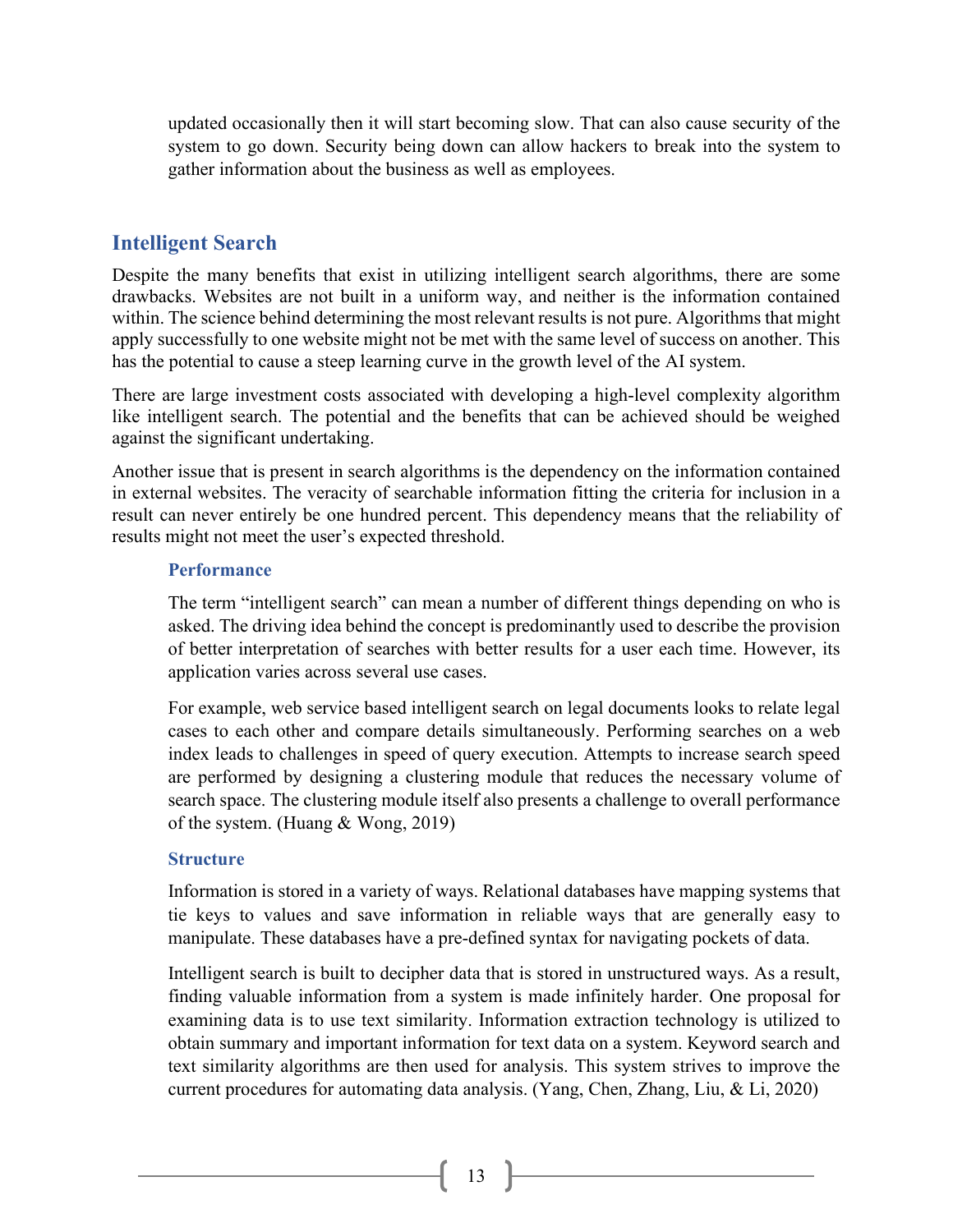updated occasionally then it will start becoming slow. That can also cause security of the system to go down. Security being down can allow hackers to break into the system to gather information about the business as well as employees.

## Intelligent Search

Despite the many benefits that exist in utilizing intelligent search algorithms, there are some drawbacks. Websites are not built in a uniform way, and neither is the information contained within. The science behind determining the most relevant results is not pure. Algorithms that might apply successfully to one website might not be met with the same level of success on another. This has the potential to cause a steep learning curve in the growth level of the AI system.

There are large investment costs associated with developing a high-level complexity algorithm like intelligent search. The potential and the benefits that can be achieved should be weighed against the significant undertaking.

Another issue that is present in search algorithms is the dependency on the information contained in external websites. The veracity of searchable information fitting the criteria for inclusion in a result can never entirely be one hundred percent. This dependency means that the reliability of results might not meet the user's expected threshold.

### Performance

The term "intelligent search" can mean a number of different things depending on who is asked. The driving idea behind the concept is predominantly used to describe the provision of better interpretation of searches with better results for a user each time. However, its application varies across several use cases.

For example, web service based intelligent search on legal documents looks to relate legal cases to each other and compare details simultaneously. Performing searches on a web index leads to challenges in speed of query execution. Attempts to increase search speed are performed by designing a clustering module that reduces the necessary volume of search space. The clustering module itself also presents a challenge to overall performance of the system. (Huang & Wong, 2019)

### Structure

Information is stored in a variety of ways. Relational databases have mapping systems that tie keys to values and save information in reliable ways that are generally easy to manipulate. These databases have a pre-defined syntax for navigating pockets of data.

Intelligent search is built to decipher data that is stored in unstructured ways. As a result, finding valuable information from a system is made infinitely harder. One proposal for examining data is to use text similarity. Information extraction technology is utilized to obtain summary and important information for text data on a system. Keyword search and text similarity algorithms are then used for analysis. This system strives to improve the current procedures for automating data analysis. (Yang, Chen, Zhang, Liu, & Li, 2020)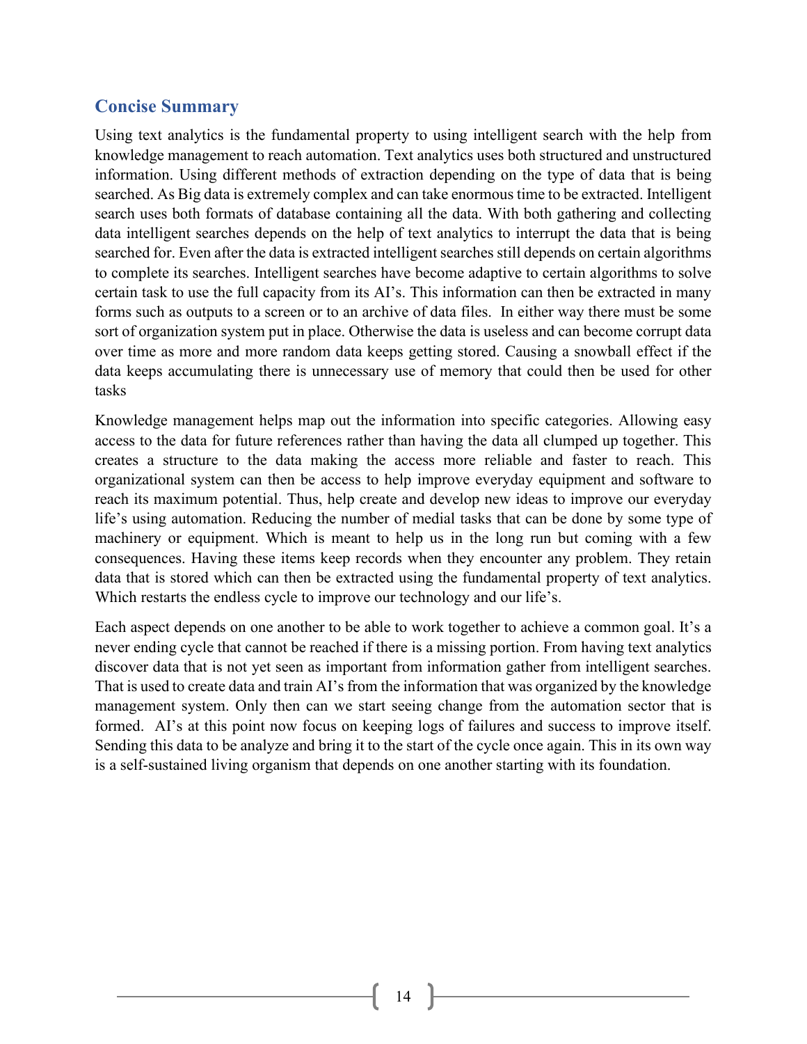## Concise Summary

Using text analytics is the fundamental property to using intelligent search with the help from knowledge management to reach automation. Text analytics uses both structured and unstructured information. Using different methods of extraction depending on the type of data that is being searched. As Big data is extremely complex and can take enormous time to be extracted. Intelligent search uses both formats of database containing all the data. With both gathering and collecting data intelligent searches depends on the help of text analytics to interrupt the data that is being searched for. Even after the data is extracted intelligent searches still depends on certain algorithms to complete its searches. Intelligent searches have become adaptive to certain algorithms to solve certain task to use the full capacity from its AI's. This information can then be extracted in many forms such as outputs to a screen or to an archive of data files. In either way there must be some sort of organization system put in place. Otherwise the data is useless and can become corrupt data over time as more and more random data keeps getting stored. Causing a snowball effect if the data keeps accumulating there is unnecessary use of memory that could then be used for other tasks

Knowledge management helps map out the information into specific categories. Allowing easy access to the data for future references rather than having the data all clumped up together. This creates a structure to the data making the access more reliable and faster to reach. This organizational system can then be access to help improve everyday equipment and software to reach its maximum potential. Thus, help create and develop new ideas to improve our everyday life's using automation. Reducing the number of medial tasks that can be done by some type of machinery or equipment. Which is meant to help us in the long run but coming with a few consequences. Having these items keep records when they encounter any problem. They retain data that is stored which can then be extracted using the fundamental property of text analytics. Which restarts the endless cycle to improve our technology and our life's.

Each aspect depends on one another to be able to work together to achieve a common goal. It's a never ending cycle that cannot be reached if there is a missing portion. From having text analytics discover data that is not yet seen as important from information gather from intelligent searches. That is used to create data and train AI's from the information that was organized by the knowledge management system. Only then can we start seeing change from the automation sector that is formed. AI's at this point now focus on keeping logs of failures and success to improve itself. Sending this data to be analyze and bring it to the start of the cycle once again. This in its own way is a self-sustained living organism that depends on one another starting with its foundation.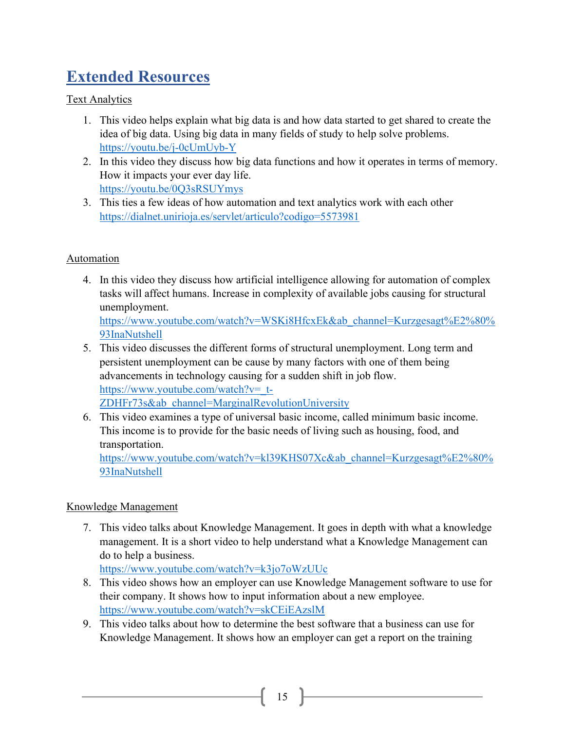# Extended Resources

Text Analytics

1. This video helps explain what big data is and how data started to get shared to create the idea of big data. Using big data in many fields of study to help solve problems.
   https://youtu.be/j-0cUmUyb-Y
2. In this video they discuss how big data functions and how it operates in terms of memory. How it impacts your ever day life.
   https://youtu.be/0Q3sRSUYmys
3. This ties a few ideas of how automation and text analytics work with each other
   https://dialnet.unirioja.es/servlet/articulo?codigo=5573981

Automation

4. In this video they discuss how artificial intelligence allowing for automation of complex tasks will affect humans. Increase in complexity of available jobs causing for structural unemployment.
   https://www.youtube.com/watch?v=WSKi8HfcxEk&ab_channel=Kurzgesagt%E2%80%93InaNutshell
5. This video discusses the different forms of structural unemployment. Long term and persistent unemployment can be cause by many factors with one of them being advancements in technology causing for a sudden shift in job flow.
   https://www.youtube.com/watch?v=_t-ZDHFr73s&ab_channel=MarginalRevolutionUniversity
6. This video examines a type of universal basic income, called minimum basic income. This income is to provide for the basic needs of living such as housing, food, and transportation.
   https://www.youtube.com/watch?v=kl39KHS07Xc&ab_channel=Kurzgesagt%E2%80%93InaNutshell

Knowledge Management

7. This video talks about Knowledge Management. It goes in depth with what a knowledge management. It is a short video to help understand what a Knowledge Management can do to help a business.
   https://www.youtube.com/watch?v=k3jo7oWzUUc
8. This video shows how an employer can use Knowledge Management software to use for their company. It shows how to input information about a new employee.
   https://www.youtube.com/watch?v=skCEiEAzslM
9. This video talks about how to determine the best software that a business can use for Knowledge Management. It shows how an employer can get a report on the training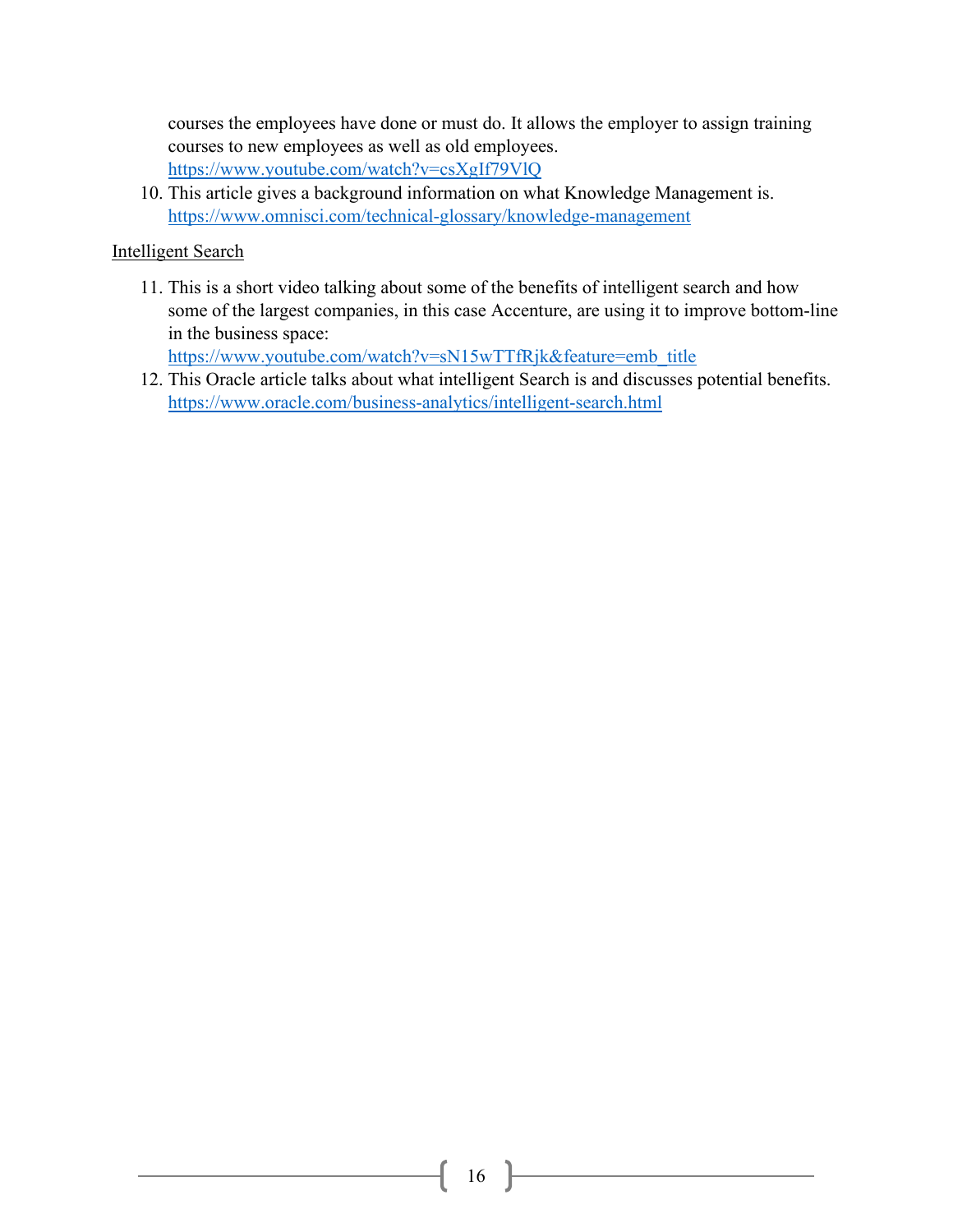courses the employees have done or must do. It allows the employer to assign training courses to new employees as well as old employees.
https://www.youtube.com/watch?v=csXgIf79VlQ

10. This article gives a background information on what Knowledge Management is.
https://www.omnisci.com/technical-glossary/knowledge-management

Intelligent Search

11. This is a short video talking about some of the benefits of intelligent search and how some of the largest companies, in this case Accenture, are using it to improve bottom-line in the business space:
https://www.youtube.com/watch?v=sN15wTTfRjk&feature=emb_title
12. This Oracle article talks about what intelligent Search is and discusses potential benefits.
https://www.oracle.com/business-analytics/intelligent-search.html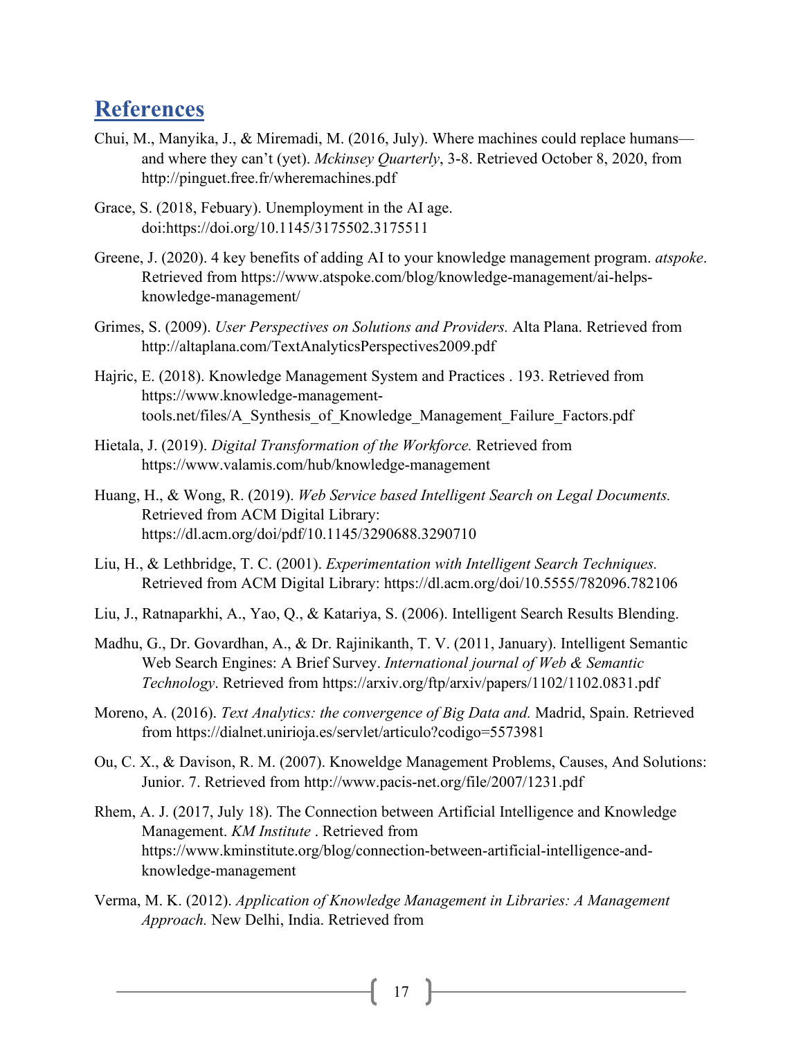## References

Chui, M., Manyika, J., & Miremadi, M. (2016, July). Where machines could replace humans—and where they can't (yet). *Mckinsey Quarterly*, 3-8. Retrieved October 8, 2020, from http://pinguet.free.fr/wheremachines.pdf

Grace, S. (2018, Febuary). Unemployment in the AI age. doi:https://doi.org/10.1145/3175502.3175511

Greene, J. (2020). 4 key benefits of adding AI to your knowledge management program. *atspoke*. Retrieved from https://www.atspoke.com/blog/knowledge-management/ai-helps-knowledge-management/

Grimes, S. (2009). *User Perspectives on Solutions and Providers.* Alta Plana. Retrieved from http://altaplana.com/TextAnalyticsPerspectives2009.pdf

Hajric, E. (2018). Knowledge Management System and Practices . 193. Retrieved from https://www.knowledge-management-tools.net/files/A_Synthesis_of_Knowledge_Management_Failure_Factors.pdf

Hietala, J. (2019). *Digital Transformation of the Workforce.* Retrieved from https://www.valamis.com/hub/knowledge-management

Huang, H., & Wong, R. (2019). *Web Service based Intelligent Search on Legal Documents.* Retrieved from ACM Digital Library: https://dl.acm.org/doi/pdf/10.1145/3290688.3290710

Liu, H., & Lethbridge, T. C. (2001). *Experimentation with Intelligent Search Techniques.* Retrieved from ACM Digital Library: https://dl.acm.org/doi/10.5555/782096.782106

Liu, J., Ratnaparkhi, A., Yao, Q., & Katariya, S. (2006). Intelligent Search Results Blending.

Madhu, G., Dr. Govardhan, A., & Dr. Rajinikanth, T. V. (2011, January). Intelligent Semantic Web Search Engines: A Brief Survey. *International journal of Web & Semantic Technology*. Retrieved from https://arxiv.org/ftp/arxiv/papers/1102/1102.0831.pdf

Moreno, A. (2016). *Text Analytics: the convergence of Big Data and.* Madrid, Spain. Retrieved from https://dialnet.unirioja.es/servlet/articulo?codigo=5573981

Ou, C. X., & Davison, R. M. (2007). Knoweldge Management Problems, Causes, And Solutions: Junior. 7. Retrieved from http://www.pacis-net.org/file/2007/1231.pdf

Rhem, A. J. (2017, July 18). The Connection between Artificial Intelligence and Knowledge Management. *KM Institute* . Retrieved from https://www.kminstitute.org/blog/connection-between-artificial-intelligence-and-knowledge-management

Verma, M. K. (2012). *Application of Knowledge Management in Libraries: A Management Approach.* New Delhi, India. Retrieved from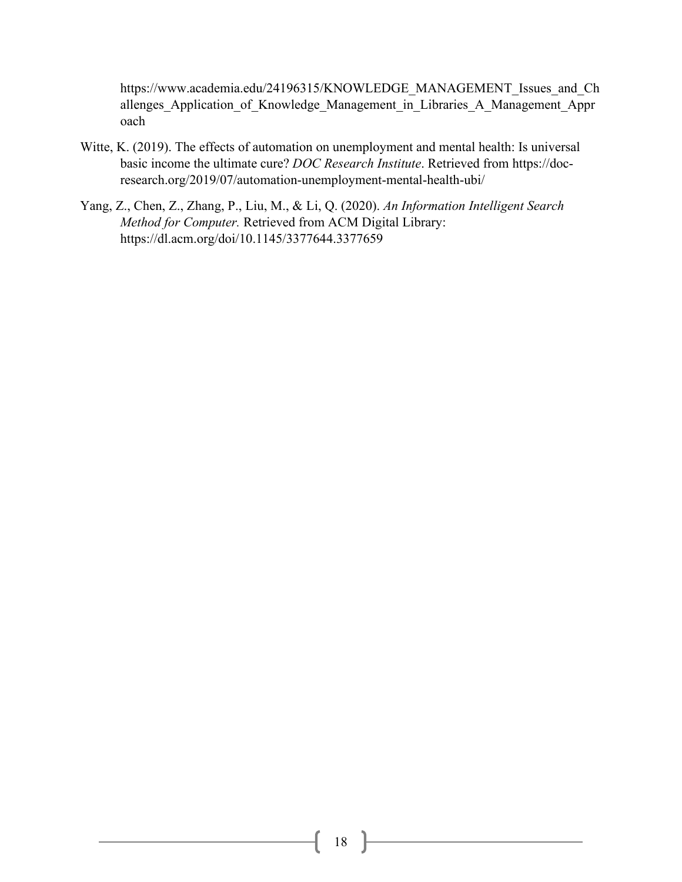https://www.academia.edu/24196315/KNOWLEDGE_MANAGEMENT_Issues_and_Challenges_Application_of_Knowledge_Management_in_Libraries_A_Management_Approach

Witte, K. (2019). The effects of automation on unemployment and mental health: Is universal basic income the ultimate cure? *DOC Research Institute*. Retrieved from https://doc-research.org/2019/07/automation-unemployment-mental-health-ubi/

Yang, Z., Chen, Z., Zhang, P., Liu, M., & Li, Q. (2020). *An Information Intelligent Search Method for Computer.* Retrieved from ACM Digital Library: https://dl.acm.org/doi/10.1145/3377644.3377659